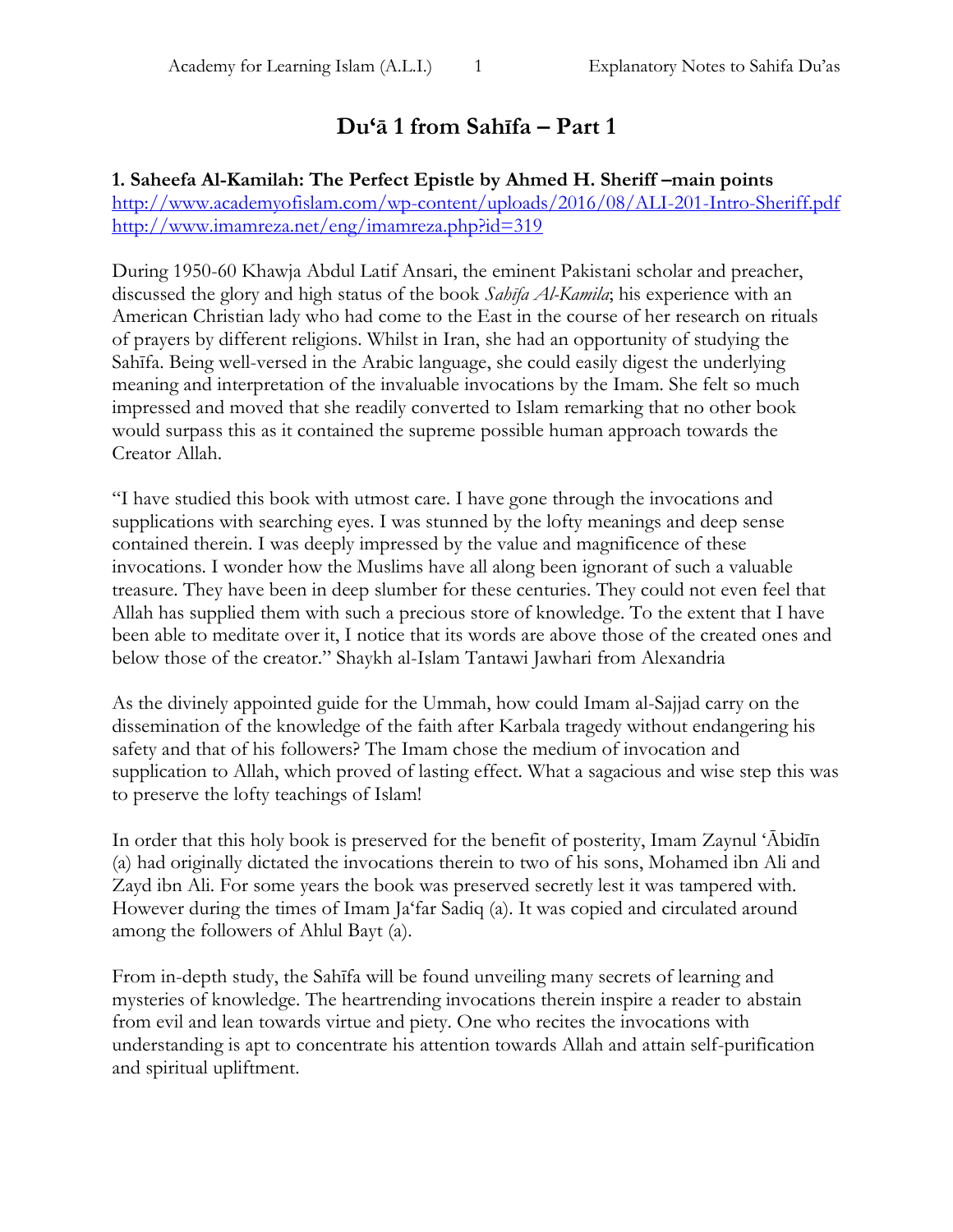# Du'ā 1 from Sahīfa – Part 1

**1. Saheefa Al-Kamilah: The Perfect Epistle by Ahmed H. Sheriff –main points**
http://www.academyofislam.com/wp-content/uploads/2016/08/ALI-201-Intro-Sheriff.pdf
http://www.imamreza.net/eng/imamreza.php?id=319

During 1950-60 Khawja Abdul Latif Ansari, the eminent Pakistani scholar and preacher, discussed the glory and high status of the book *Sahīfa Al-Kamila*; his experience with an American Christian lady who had come to the East in the course of her research on rituals of prayers by different religions. Whilst in Iran, she had an opportunity of studying the Sahīfa. Being well-versed in the Arabic language, she could easily digest the underlying meaning and interpretation of the invaluable invocations by the Imam. She felt so much impressed and moved that she readily converted to Islam remarking that no other book would surpass this as it contained the supreme possible human approach towards the Creator Allah.

"I have studied this book with utmost care. I have gone through the invocations and supplications with searching eyes. I was stunned by the lofty meanings and deep sense contained therein. I was deeply impressed by the value and magnificence of these invocations. I wonder how the Muslims have all along been ignorant of such a valuable treasure. They have been in deep slumber for these centuries. They could not even feel that Allah has supplied them with such a precious store of knowledge. To the extent that I have been able to meditate over it, I notice that its words are above those of the created ones and below those of the creator." Shaykh al-Islam Tantawi Jawhari from Alexandria

As the divinely appointed guide for the Ummah, how could Imam al-Sajjad carry on the dissemination of the knowledge of the faith after Karbala tragedy without endangering his safety and that of his followers? The Imam chose the medium of invocation and supplication to Allah, which proved of lasting effect. What a sagacious and wise step this was to preserve the lofty teachings of Islam!

In order that this holy book is preserved for the benefit of posterity, Imam Zaynul 'Ābidīn (a) had originally dictated the invocations therein to two of his sons, Mohamed ibn Ali and Zayd ibn Ali. For some years the book was preserved secretly lest it was tampered with. However during the times of Imam Ja'far Sadiq (a). It was copied and circulated around among the followers of Ahlul Bayt (a).

From in-depth study, the Sahīfa will be found unveiling many secrets of learning and mysteries of knowledge. The heartrending invocations therein inspire a reader to abstain from evil and lean towards virtue and piety. One who recites the invocations with understanding is apt to concentrate his attention towards Allah and attain self-purification and spiritual upliftment.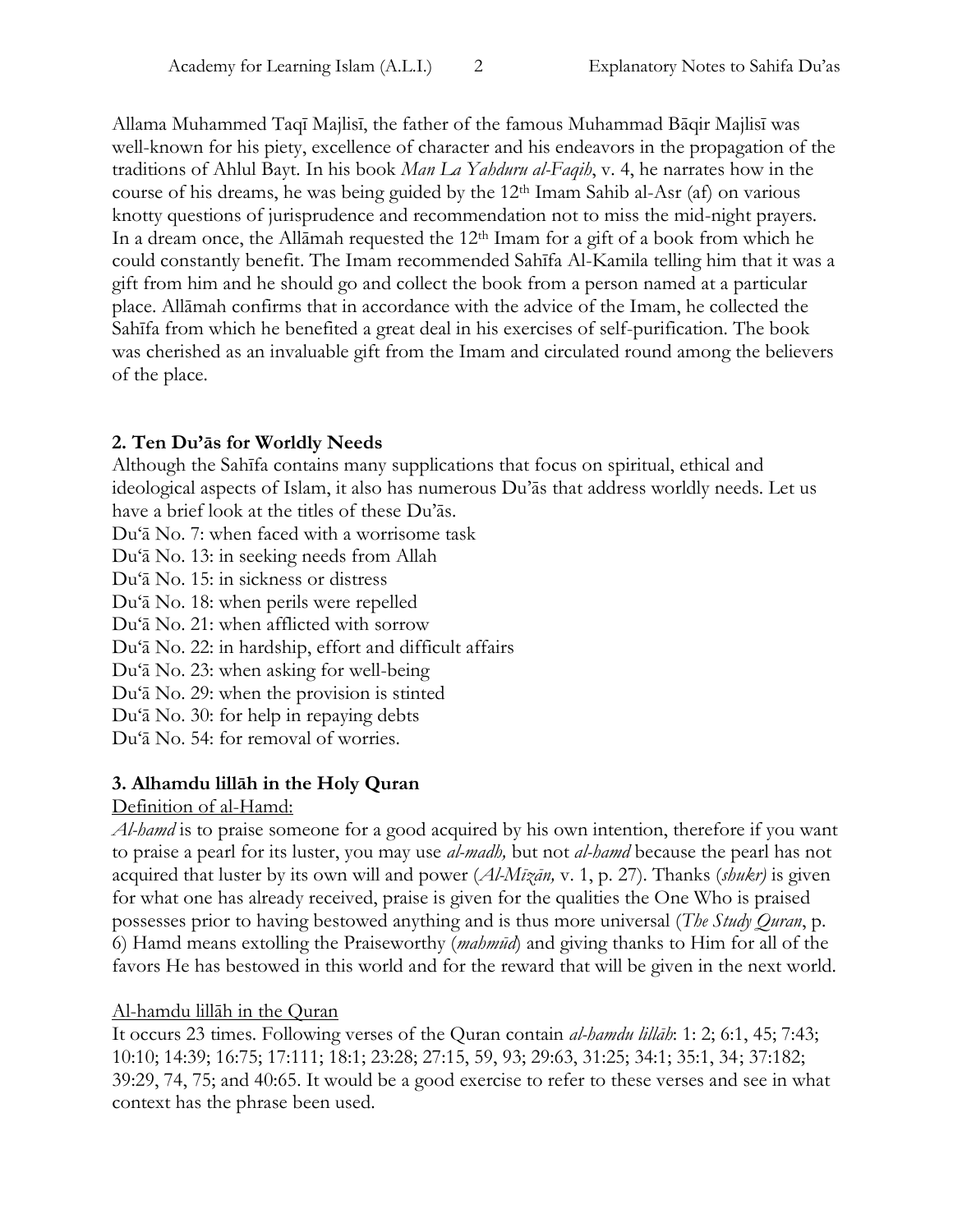Allama Muhammed Taqī Majlisī, the father of the famous Muhammad Bāqir Majlisī was well-known for his piety, excellence of character and his endeavors in the propagation of the traditions of Ahlul Bayt. In his book *Man La Yahduru al-Faqih*, v. 4, he narrates how in the course of his dreams, he was being guided by the 12th Imam Sahib al-Asr (af) on various knotty questions of jurisprudence and recommendation not to miss the mid-night prayers. In a dream once, the Allāmah requested the 12th Imam for a gift of a book from which he could constantly benefit. The Imam recommended Sahīfa Al-Kamila telling him that it was a gift from him and he should go and collect the book from a person named at a particular place. Allāmah confirms that in accordance with the advice of the Imam, he collected the Sahīfa from which he benefited a great deal in his exercises of self-purification. The book was cherished as an invaluable gift from the Imam and circulated round among the believers of the place.

### 2. Ten Du'ās for Worldly Needs

Although the Sahīfa contains many supplications that focus on spiritual, ethical and ideological aspects of Islam, it also has numerous Du'ās that address worldly needs. Let us have a brief look at the titles of these Du'ās.

Du'ā No. 7: when faced with a worrisome task
Du'ā No. 13: in seeking needs from Allah
Du'ā No. 15: in sickness or distress
Du'ā No. 18: when perils were repelled
Du'ā No. 21: when afflicted with sorrow
Du'ā No. 22: in hardship, effort and difficult affairs
Du'ā No. 23: when asking for well-being
Du'ā No. 29: when the provision is stinted
Du'ā No. 30: for help in repaying debts
Du'ā No. 54: for removal of worries.

### 3. Alhamdu lillāh in the Holy Quran

<u>Definition of al-Hamd:</u>

*Al-hamd* is to praise someone for a good acquired by his own intention, therefore if you want to praise a pearl for its luster, you may use *al-madh,* but not *al-hamd* because the pearl has not acquired that luster by its own will and power (*Al-Mīzān,* v. 1, p. 27). Thanks (*shukr)* is given for what one has already received, praise is given for the qualities the One Who is praised possesses prior to having bestowed anything and is thus more universal (*The Study Quran*, p. 6) Hamd means extolling the Praiseworthy (*mahmūd*) and giving thanks to Him for all of the favors He has bestowed in this world and for the reward that will be given in the next world.

<u>Al-hamdu lillāh in the Quran</u>

It occurs 23 times. Following verses of the Quran contain *al-hamdu lillāh*: 1: 2; 6:1, 45; 7:43; 10:10; 14:39; 16:75; 17:111; 18:1; 23:28; 27:15, 59, 93; 29:63, 31:25; 34:1; 35:1, 34; 37:182; 39:29, 74, 75; and 40:65. It would be a good exercise to refer to these verses and see in what context has the phrase been used.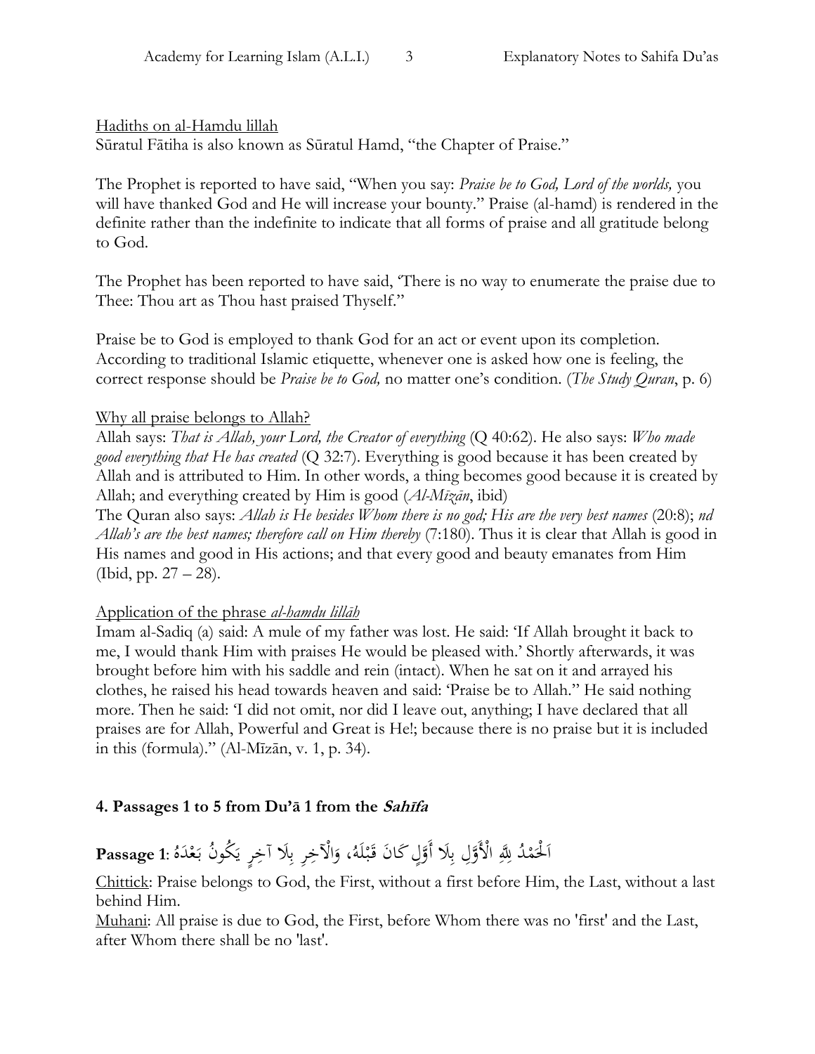Hadiths on al-Hamdu lillah

Sūratul Fātiha is also known as Sūratul Hamd, "the Chapter of Praise."

The Prophet is reported to have said, "When you say: *Praise be to God, Lord of the worlds,* you will have thanked God and He will increase your bounty." Praise (al-hamd) is rendered in the definite rather than the indefinite to indicate that all forms of praise and all gratitude belong to God.

The Prophet has been reported to have said, 'There is no way to enumerate the praise due to Thee: Thou art as Thou hast praised Thyself."

Praise be to God is employed to thank God for an act or event upon its completion. According to traditional Islamic etiquette, whenever one is asked how one is feeling, the correct response should be *Praise be to God,* no matter one's condition. (*The Study Quran*, p. 6)

Why all praise belongs to Allah?

Allah says: *That is Allah, your Lord, the Creator of everything* (Q 40:62). He also says: *Who made good everything that He has created* (Q 32:7). Everything is good because it has been created by Allah and is attributed to Him. In other words, a thing becomes good because it is created by Allah; and everything created by Him is good (*Al-Mīzān*, ibid)

The Quran also says: *Allah is He besides Whom there is no god; His are the very best names* (20:8); *nd Allah's are the best names; therefore call on Him thereby* (7:180). Thus it is clear that Allah is good in His names and good in His actions; and that every good and beauty emanates from Him (Ibid, pp. 27 – 28).

Application of the phrase *al-hamdu lillāh*

Imam al-Sadiq (a) said: A mule of my father was lost. He said: 'If Allah brought it back to me, I would thank Him with praises He would be pleased with.' Shortly afterwards, it was brought before him with his saddle and rein (intact). When he sat on it and arrayed his clothes, he raised his head towards heaven and said: 'Praise be to Allah." He said nothing more. Then he said: 'I did not omit, nor did I leave out, anything; I have declared that all praises are for Allah, Powerful and Great is He!; because there is no praise but it is included in this (formula)." (Al-Mīzān, v. 1, p. 34).

## 4. Passages 1 to 5 from Du'ā 1 from the *Sahīfa*

**Passage 1**: اَلْحَمْدُ لِلّٰهِ الْأَوَّلِ بِلَا أَوَّلٍ كَانَ قَبْلَهُ، وَالْآخِرِ بِلَا آخِرٍ يَكُونُ بَعْدَهُ

Chittick: Praise belongs to God, the First, without a first before Him, the Last, without a last behind Him.

Muhani: All praise is due to God, the First, before Whom there was no 'first' and the Last, after Whom there shall be no 'last'.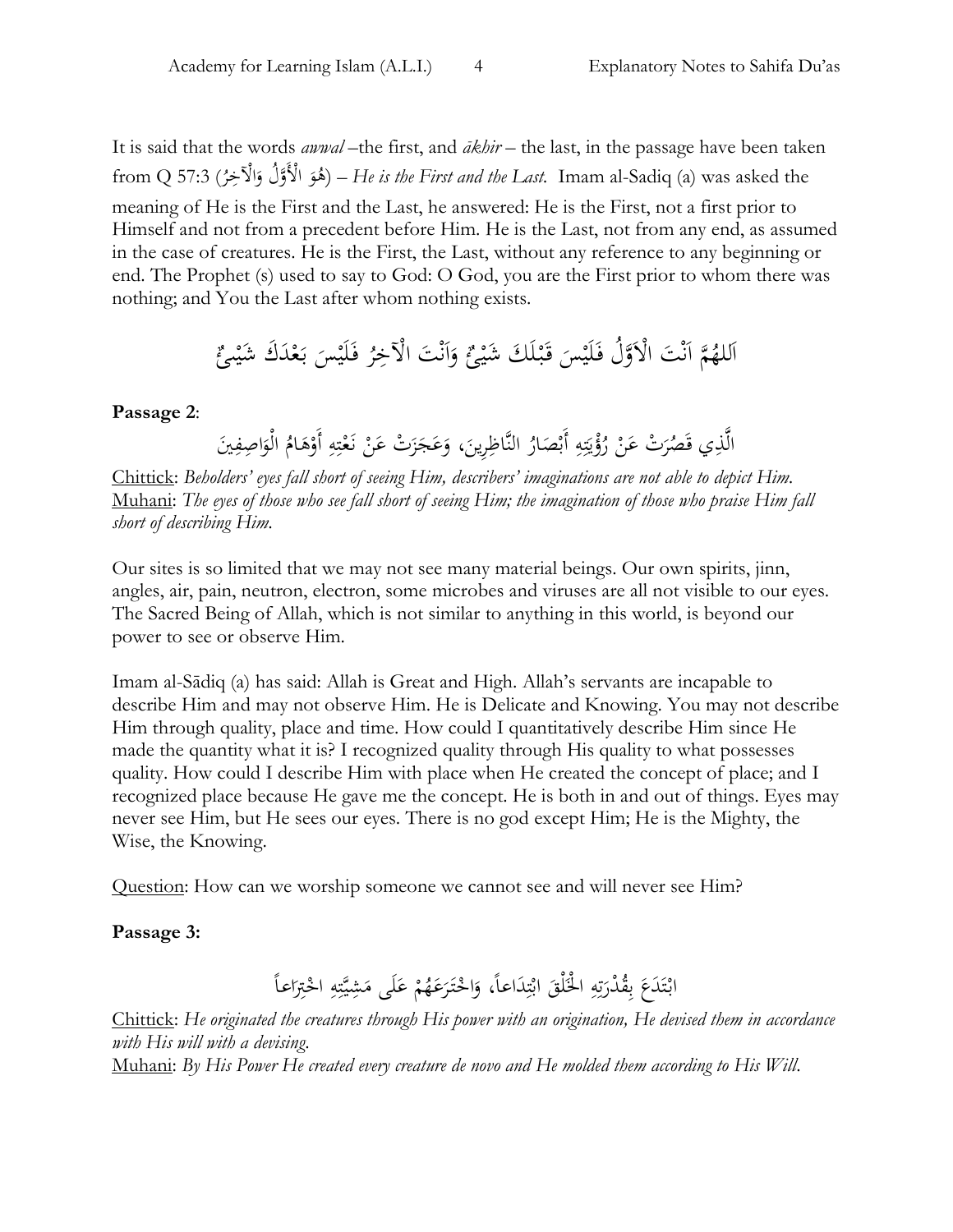It is said that the words *awwal* –the first, and *ākhir* – the last, in the passage have been taken from Q 57:3 (هُوَ الْأَوَّلُ وَالْآخِرُ) – *He is the First and the Last.* Imam al-Sadiq (a) was asked the meaning of He is the First and the Last, he answered: He is the First, not a first prior to Himself and not from a precedent before Him. He is the Last, not from any end, as assumed in the case of creatures. He is the First, the Last, without any reference to any beginning or end. The Prophet (s) used to say to God: O God, you are the First prior to whom there was nothing; and You the Last after whom nothing exists.

اَللهُمَّ اَنْتَ الْاَوَّلُ فَلَيْسَ قَبْلَكَ شَيْئٌ وَاَنْتَ الْآخِرُ فَلَيْسَ بَعْدَكَ شَيْئٌ

**Passage 2**:

الَّذِي قَصُرَتْ عَنْ رُؤْيَتِهِ أَبْصَارُ النَّاظِرِينَ، وَعَجَزَتْ عَنْ نَعْتِهِ أَوْهَامُ الْوَاصِفِينَ

Chittick: *Beholders' eyes fall short of seeing Him, describers' imaginations are not able to depict Him.*
Muhani: *The eyes of those who see fall short of seeing Him; the imagination of those who praise Him fall short of describing Him.*

Our sites is so limited that we may not see many material beings. Our own spirits, jinn, angles, air, pain, neutron, electron, some microbes and viruses are all not visible to our eyes. The Sacred Being of Allah, which is not similar to anything in this world, is beyond our power to see or observe Him.

Imam al-Sādiq (a) has said: Allah is Great and High. Allah's servants are incapable to describe Him and may not observe Him. He is Delicate and Knowing. You may not describe Him through quality, place and time. How could I quantitatively describe Him since He made the quantity what it is? I recognized quality through His quality to what possesses quality. How could I describe Him with place when He created the concept of place; and I recognized place because He gave me the concept. He is both in and out of things. Eyes may never see Him, but He sees our eyes. There is no god except Him; He is the Mighty, the Wise, the Knowing.

Question: How can we worship someone we cannot see and will never see Him?

**Passage 3:**

ابْتَدَعَ بِقُدْرَتِهِ الْخَلْقَ ابْتِدَاعاً، وَاخْتَرَعَهُمْ عَلَى مَشِيَّتِهِ اخْتِرَاعاً

Chittick: *He originated the creatures through His power with an origination, He devised them in accordance with His will with a devising.*
Muhani: *By His Power He created every creature de novo and He molded them according to His Will.*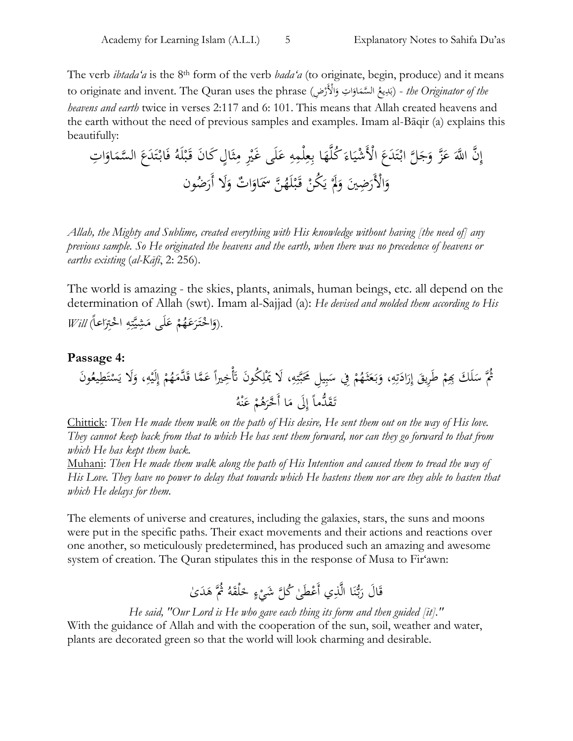The verb *ibtada'a* is the 8th form of the verb *bada'a* (to originate, begin, produce) and it means to originate and invent. The Quran uses the phrase (بَدِيعُ السَّمَاوَاتِ وَالْأَرْضِ) - *the Originator of the heavens and earth* twice in verses 2:117 and 6: 101. This means that Allah created heavens and the earth without the need of previous samples and examples. Imam al-Bāqir (a) explains this beautifully:

إِنَّ اللَّهَ عَزَّ وَجَلَّ ابْتَدَعَ الْأَشْيَاءَ كُلَّهَا بِعِلْمِهِ عَلَى غَيْرِ مِثَالٍ كَانَ قَبْلَهُ فَابْتَدَعَ السَّمَاوَاتِ وَالْأَرَضِينَ وَلَمْ يَكُنْ قَبْلَهُنَّ سَمَاوَاتٌ وَلَا أَرَضُون

*Allah, the Mighty and Sublime, created everything with His knowledge without having [the need of] any previous sample. So He originated the heavens and the earth, when there was no precedence of heavens or earths existing* (*al-Kāfī*, 2: 256).

The world is amazing - the skies, plants, animals, human beings, etc. all depend on the determination of Allah (swt). Imam al-Sajjad (a): *He devised and molded them according to His Will* (وَاخْتَرَعَهُمْ عَلَى مَشِيَّتِهِ اخْتِرَاعاً).

**Passage 4:**

ثُمَّ سَلَكَ بِهِمْ طَرِيقَ إِرَادَتِهِ، وَبَعَثَهُمْ فِي سَبِيلِ مَحَبَّتِهِ، لَا يَمْلِكُونَ تَأْخِيراً عَمَّا قَدَّمَهُمْ إِلَيْهِ، وَلَا يَسْتَطِيعُونَ تَقَدُّماً إِلَى مَا أَخَّرَهُمْ عَنْهُ

Chittick: *Then He made them walk on the path of His desire, He sent them out on the way of His love. They cannot keep back from that to which He has sent them forward, nor can they go forward to that from which He has kept them back.*

Muhani: *Then He made them walk along the path of His Intention and caused them to tread the way of His Love. They have no power to delay that towards which He hastens them nor are they able to hasten that which He delays for them.*

The elements of universe and creatures, including the galaxies, stars, the suns and moons were put in the specific paths. Their exact movements and their actions and reactions over one another, so meticulously predetermined, has produced such an amazing and awesome system of creation. The Quran stipulates this in the response of Musa to Fir'awn:

قَالَ رَبُّنَا الَّذِي أَعْطَىٰ كُلَّ شَيْءٍ خَلْقَهُ ثُمَّ هَدَىٰ

*He said, "Our Lord is He who gave each thing its form and then guided [it]."*

With the guidance of Allah and with the cooperation of the sun, soil, weather and water, plants are decorated green so that the world will look charming and desirable.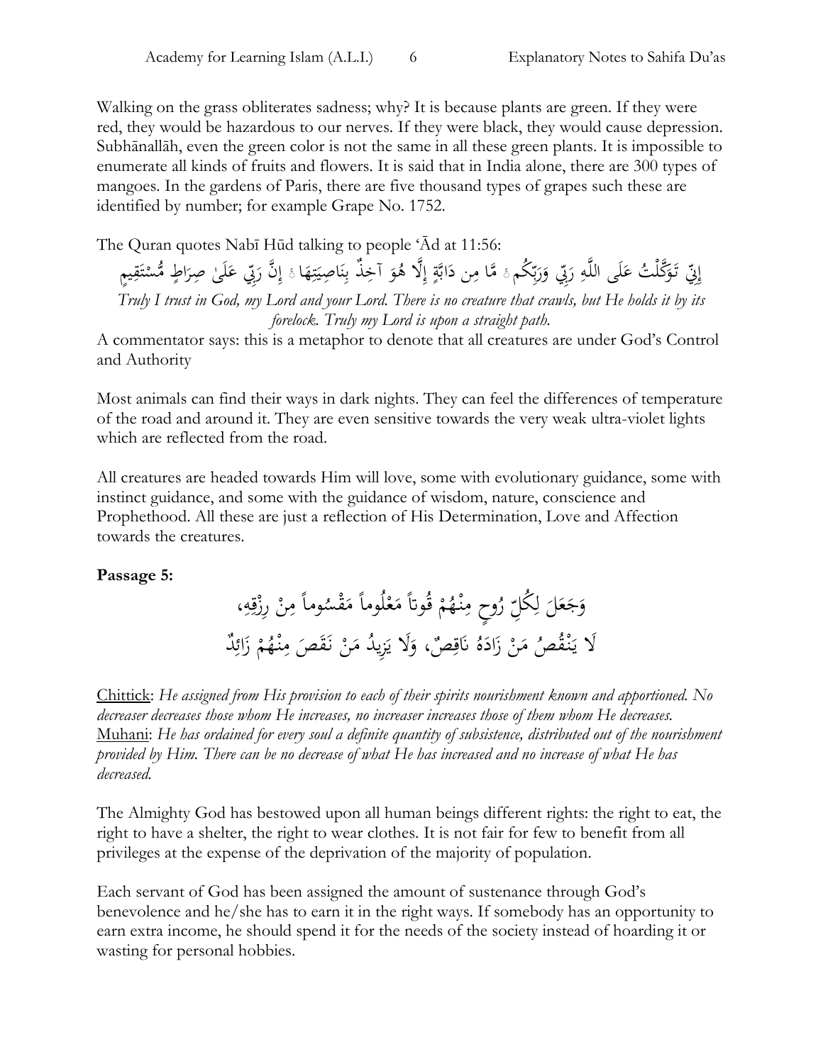Walking on the grass obliterates sadness; why? It is because plants are green. If they were red, they would be hazardous to our nerves. If they were black, they would cause depression. Subhānallāh, even the green color is not the same in all these green plants. It is impossible to enumerate all kinds of fruits and flowers. It is said that in India alone, there are 300 types of mangoes. In the gardens of Paris, there are five thousand types of grapes such these are identified by number; for example Grape No. 1752.

The Quran quotes Nabī Hūd talking to people 'Ād at 11:56:

إِنِّي تَوَكَّلْتُ عَلَى اللَّهِ رَبِّي وَرَبِّكُم ۚ مَّا مِن دَابَّةٍ إِلَّا هُوَ آخِذٌ بِنَاصِيَتِهَا ۚ إِنَّ رَبِّي عَلَىٰ صِرَاطٍ مُّسْتَقِيمٍ

*Truly I trust in God, my Lord and your Lord. There is no creature that crawls, but He holds it by its forelock. Truly my Lord is upon a straight path.*

A commentator says: this is a metaphor to denote that all creatures are under God's Control and Authority

Most animals can find their ways in dark nights. They can feel the differences of temperature of the road and around it. They are even sensitive towards the very weak ultra-violet lights which are reflected from the road.

All creatures are headed towards Him will love, some with evolutionary guidance, some with instinct guidance, and some with the guidance of wisdom, nature, conscience and Prophethood. All these are just a reflection of His Determination, Love and Affection towards the creatures.

**Passage 5:**

وَجَعَلَ لِكُلِّ رُوحٍ مِنْهُمْ قُوتاً مَعْلُوماً مَقْسُوماً مِنْ رِزْقِهِ،

لَا يَنْقُصُ مَنْ زَادَهُ نَاقِصٌ، وَلَا يَزِيدُ مَنْ نَقَصَ مِنْهُمْ زَائِدٌ

Chittick: *He assigned from His provision to each of their spirits nourishment known and apportioned. No decreaser decreases those whom He increases, no increaser increases those of them whom He decreases.*
Muhani: *He has ordained for every soul a definite quantity of subsistence, distributed out of the nourishment provided by Him. There can be no decrease of what He has increased and no increase of what He has decreased.*

The Almighty God has bestowed upon all human beings different rights: the right to eat, the right to have a shelter, the right to wear clothes. It is not fair for few to benefit from all privileges at the expense of the deprivation of the majority of population.

Each servant of God has been assigned the amount of sustenance through God's benevolence and he/she has to earn it in the right ways. If somebody has an opportunity to earn extra income, he should spend it for the needs of the society instead of hoarding it or wasting for personal hobbies.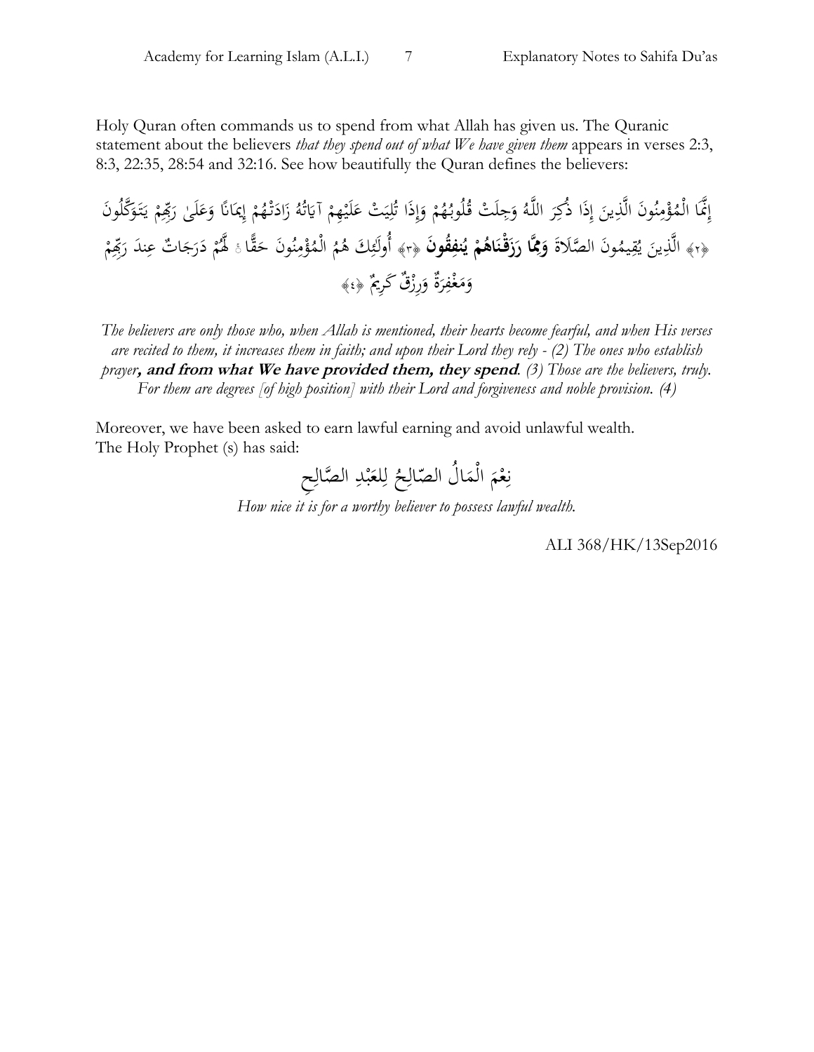Holy Quran often commands us to spend from what Allah has given us. The Quranic statement about the believers *that they spend out of what We have given them* appears in verses 2:3, 8:3, 22:35, 28:54 and 32:16. See how beautifully the Quran defines the believers:

إِنَّمَا الْمُؤْمِنُونَ الَّذِينَ إِذَا ذُكِرَ اللَّهُ وَجِلَتْ قُلُوبُهُمْ وَإِذَا تُلِيَتْ عَلَيْهِمْ آيَاتُهُ زَادَتْهُمْ إِيمَانًا وَعَلَىٰ رَبِّهِمْ يَتَوَكَّلُونَ ﴿٢﴾ الَّذِينَ يُقِيمُونَ الصَّلَاةَ **وَمِمَّا رَزَقْنَاهُمْ يُنفِقُونَ** ﴿٣﴾ أُولَٰئِكَ هُمُ الْمُؤْمِنُونَ حَقًّا ۚ لَّهُمْ دَرَجَاتٌ عِندَ رَبِّهِمْ وَمَغْفِرَةٌ وَرِزْقٌ كَرِيمٌ ﴿٤﴾

*The believers are only those who, when Allah is mentioned, their hearts become fearful, and when His verses are recited to them, it increases them in faith; and upon their Lord they rely - (2) The ones who establish prayer,* ***and from what We have provided them, they spend****. (3) Those are the believers, truly. For them are degrees [of high position] with their Lord and forgiveness and noble provision. (4)*

Moreover, we have been asked to earn lawful earning and avoid unlawful wealth.
The Holy Prophet (s) has said:

نِعْمَ الْمَالُ الصّالِحُ لِلعَبْدِ الصَّالِحِ

*How nice it is for a worthy believer to possess lawful wealth.*

ALI 368/HK/13Sep2016